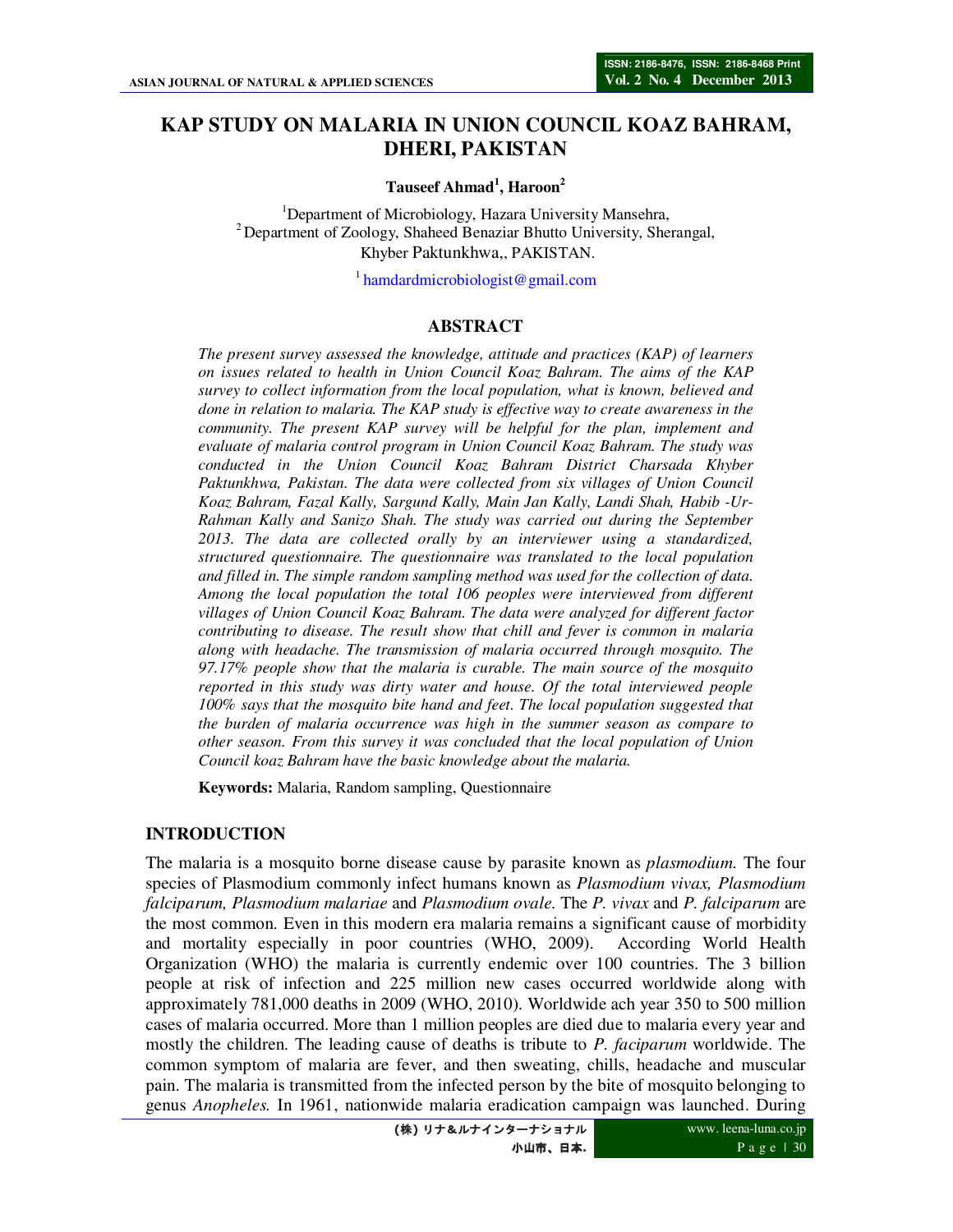# KAP STUDY ON MALARIA IN UNION COUNCIL KOAZ BAHRAM, DHERI, PAKISTAN

**Tauseef Ahmad[1], Haroon[2]**

[1]Department of Microbiology, Hazara University Mansehra,
[2]Department of Zoology, Shaheed Benaziar Bhutto University, Sherangal,
Khyber Paktunkhwa,, PAKISTAN.

[1] hamdardmicrobiologist@gmail.com

## ABSTRACT

*The present survey assessed the knowledge, attitude and practices (KAP) of learners on issues related to health in Union Council Koaz Bahram. The aims of the KAP survey to collect information from the local population, what is known, believed and done in relation to malaria. The KAP study is effective way to create awareness in the community. The present KAP survey will be helpful for the plan, implement and evaluate of malaria control program in Union Council Koaz Bahram. The study was conducted in the Union Council Koaz Bahram District Charsada Khyber Paktunkhwa, Pakistan. The data were collected from six villages of Union Council Koaz Bahram, Fazal Kally, Sargund Kally, Main Jan Kally, Landi Shah, Habib -Ur-Rahman Kally and Sanizo Shah. The study was carried out during the September 2013. The data are collected orally by an interviewer using a standardized, structured questionnaire. The questionnaire was translated to the local population and filled in. The simple random sampling method was used for the collection of data. Among the local population the total 106 peoples were interviewed from different villages of Union Council Koaz Bahram. The data were analyzed for different factor contributing to disease. The result show that chill and fever is common in malaria along with headache. The transmission of malaria occurred through mosquito. The 97.17% people show that the malaria is curable. The main source of the mosquito reported in this study was dirty water and house. Of the total interviewed people 100% says that the mosquito bite hand and feet. The local population suggested that the burden of malaria occurrence was high in the summer season as compare to other season. From this survey it was concluded that the local population of Union Council koaz Bahram have the basic knowledge about the malaria.*

**Keywords:** Malaria, Random sampling, Questionnaire

## INTRODUCTION

The malaria is a mosquito borne disease cause by parasite known as *plasmodium.* The four species of Plasmodium commonly infect humans known as *Plasmodium vivax, Plasmodium falciparum, Plasmodium malariae* and *Plasmodium ovale*. The *P. vivax* and *P. falciparum* are the most common. Even in this modern era malaria remains a significant cause of morbidity and mortality especially in poor countries (WHO, 2009). According World Health Organization (WHO) the malaria is currently endemic over 100 countries. The 3 billion people at risk of infection and 225 million new cases occurred worldwide along with approximately 781,000 deaths in 2009 (WHO, 2010). Worldwide ach year 350 to 500 million cases of malaria occurred. More than 1 million peoples are died due to malaria every year and mostly the children. The leading cause of deaths is tribute to *P. faciparum* worldwide. The common symptom of malaria are fever, and then sweating, chills, headache and muscular pain. The malaria is transmitted from the infected person by the bite of mosquito belonging to genus *Anopheles.* In 1961, nationwide malaria eradication campaign was launched. During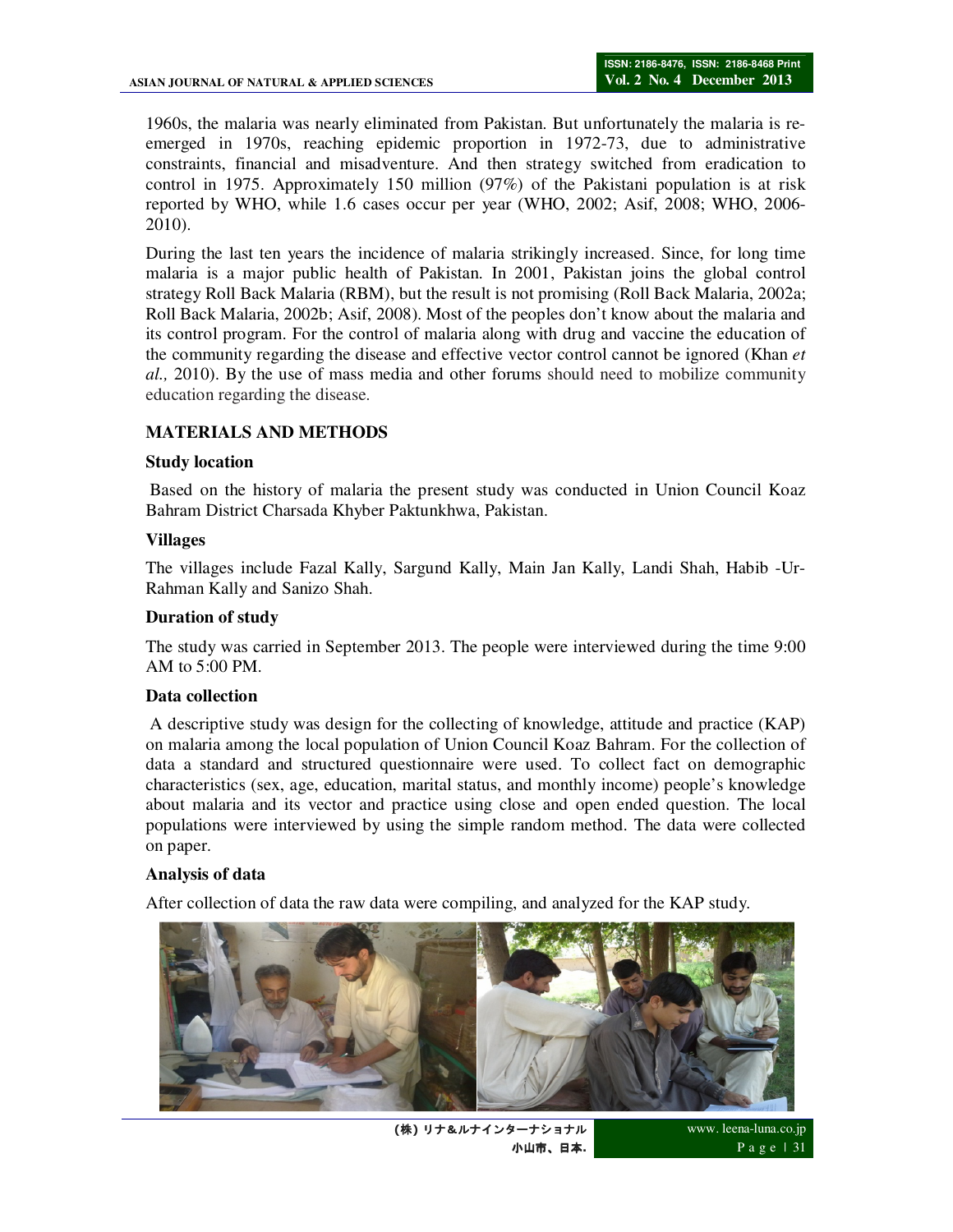1960s, the malaria was nearly eliminated from Pakistan. But unfortunately the malaria is re-emerged in 1970s, reaching epidemic proportion in 1972-73, due to administrative constraints, financial and misadventure. And then strategy switched from eradication to control in 1975. Approximately 150 million (97%) of the Pakistani population is at risk reported by WHO, while 1.6 cases occur per year (WHO, 2002; Asif, 2008; WHO, 2006-2010).

During the last ten years the incidence of malaria strikingly increased. Since, for long time malaria is a major public health of Pakistan. In 2001, Pakistan joins the global control strategy Roll Back Malaria (RBM), but the result is not promising (Roll Back Malaria, 2002a; Roll Back Malaria, 2002b; Asif, 2008). Most of the peoples don't know about the malaria and its control program. For the control of malaria along with drug and vaccine the education of the community regarding the disease and effective vector control cannot be ignored (Khan *et al.,* 2010). By the use of mass media and other forums should need to mobilize community education regarding the disease.

## MATERIALS AND METHODS

### Study location

Based on the history of malaria the present study was conducted in Union Council Koaz Bahram District Charsada Khyber Paktunkhwa, Pakistan.

### Villages

The villages include Fazal Kally, Sargund Kally, Main Jan Kally, Landi Shah, Habib -Ur-Rahman Kally and Sanizo Shah.

### Duration of study

The study was carried in September 2013. The people were interviewed during the time 9:00 AM to 5:00 PM.

### Data collection

A descriptive study was design for the collecting of knowledge, attitude and practice (KAP) on malaria among the local population of Union Council Koaz Bahram. For the collection of data a standard and structured questionnaire were used. To collect fact on demographic characteristics (sex, age, education, marital status, and monthly income) people's knowledge about malaria and its vector and practice using close and open ended question. The local populations were interviewed by using the simple random method. The data were collected on paper.

### Analysis of data

After collection of data the raw data were compiling, and analyzed for the KAP study.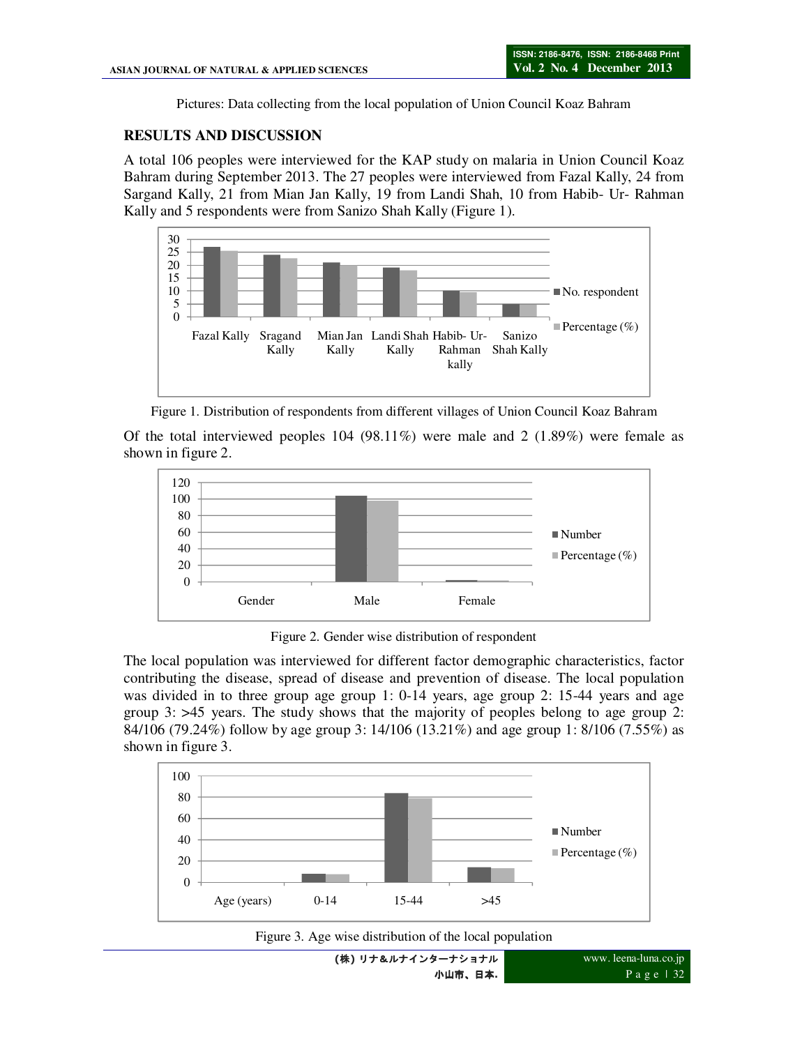Pictures: Data collecting from the local population of Union Council Koaz Bahram

## RESULTS AND DISCUSSION

A total 106 peoples were interviewed for the KAP study on malaria in Union Council Koaz Bahram during September 2013. The 27 peoples were interviewed from Fazal Kally, 24 from Sargand Kally, 21 from Mian Jan Kally, 19 from Landi Shah, 10 from Habib- Ur- Rahman Kally and 5 respondents were from Sanizo Shah Kally (Figure 1).

Figure 1. Distribution of respondents from different villages of Union Council Koaz Bahram

Of the total interviewed peoples 104 (98.11%) were male and 2 (1.89%) were female as shown in figure 2.

Figure 2. Gender wise distribution of respondent

The local population was interviewed for different factor demographic characteristics, factor contributing the disease, spread of disease and prevention of disease. The local population was divided in to three group age group 1: 0-14 years, age group 2: 15-44 years and age group 3: >45 years. The study shows that the majority of peoples belong to age group 2: 84/106 (79.24%) follow by age group 3: 14/106 (13.21%) and age group 1: 8/106 (7.55%) as shown in figure 3.

Figure 3. Age wise distribution of the local population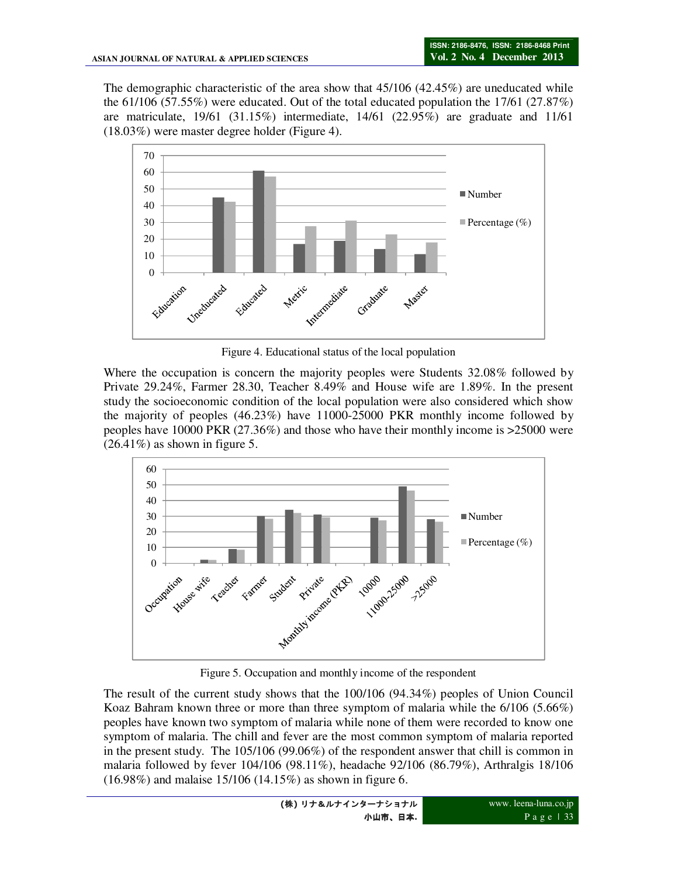The demographic characteristic of the area show that 45/106 (42.45%) are uneducated while the 61/106 (57.55%) were educated. Out of the total educated population the 17/61 (27.87%) are matriculate, 19/61 (31.15%) intermediate, 14/61 (22.95%) are graduate and 11/61 (18.03%) were master degree holder (Figure 4).

Figure 4. Educational status of the local population

Where the occupation is concern the majority peoples were Students 32.08% followed by Private 29.24%, Farmer 28.30, Teacher 8.49% and House wife are 1.89%. In the present study the socioeconomic condition of the local population were also considered which show the majority of peoples (46.23%) have 11000-25000 PKR monthly income followed by peoples have 10000 PKR (27.36%) and those who have their monthly income is >25000 were (26.41%) as shown in figure 5.

Figure 5. Occupation and monthly income of the respondent

The result of the current study shows that the 100/106 (94.34%) peoples of Union Council Koaz Bahram known three or more than three symptom of malaria while the 6/106 (5.66%) peoples have known two symptom of malaria while none of them were recorded to know one symptom of malaria. The chill and fever are the most common symptom of malaria reported in the present study. The 105/106 (99.06%) of the respondent answer that chill is common in malaria followed by fever 104/106 (98.11%), headache 92/106 (86.79%), Arthralgis 18/106 (16.98%) and malaise 15/106 (14.15%) as shown in figure 6.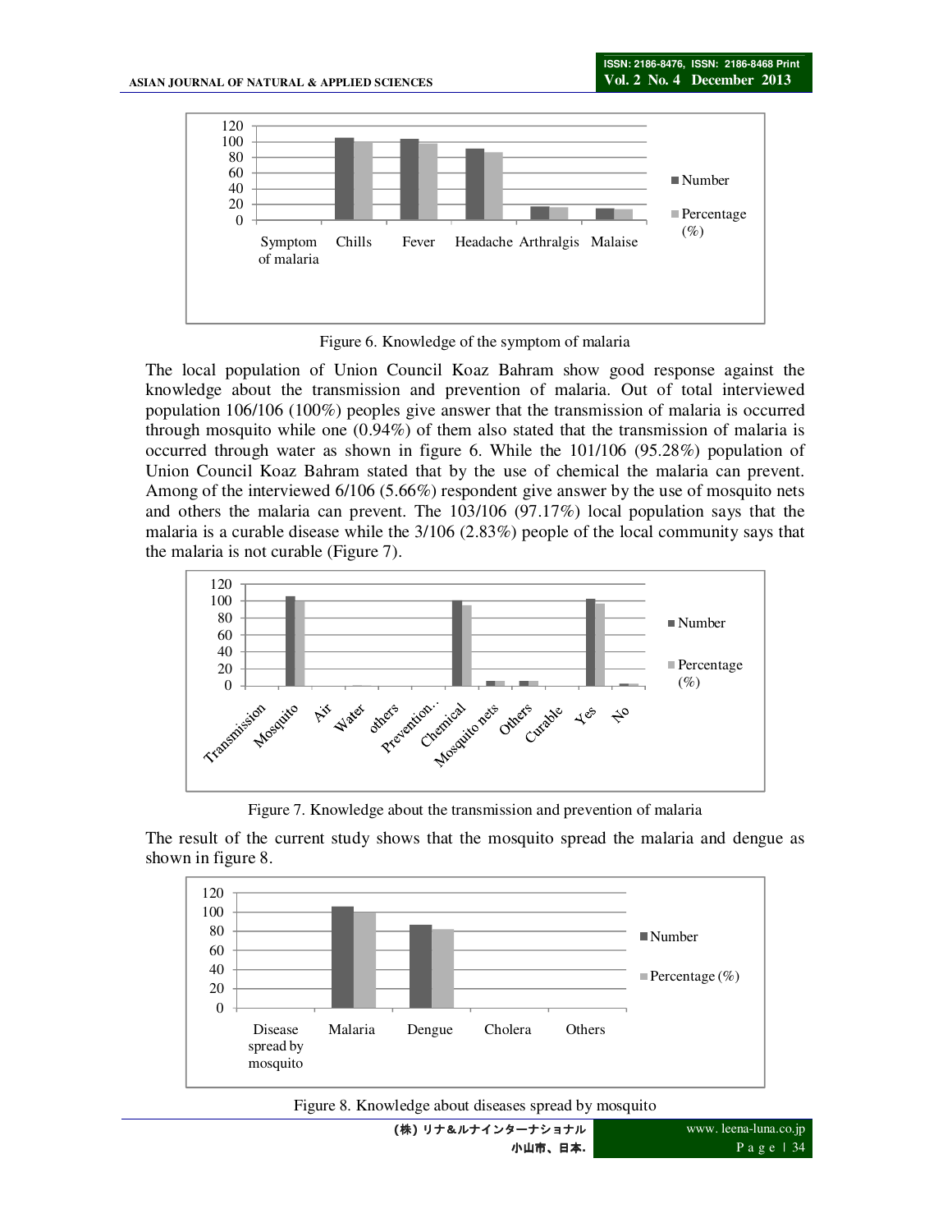Figure 6. Knowledge of the symptom of malaria

The local population of Union Council Koaz Bahram show good response against the knowledge about the transmission and prevention of malaria. Out of total interviewed population 106/106 (100%) peoples give answer that the transmission of malaria is occurred through mosquito while one (0.94%) of them also stated that the transmission of malaria is occurred through water as shown in figure 6. While the 101/106 (95.28%) population of Union Council Koaz Bahram stated that by the use of chemical the malaria can prevent. Among of the interviewed 6/106 (5.66%) respondent give answer by the use of mosquito nets and others the malaria can prevent. The 103/106 (97.17%) local population says that the malaria is a curable disease while the 3/106 (2.83%) people of the local community says that the malaria is not curable (Figure 7).

Figure 7. Knowledge about the transmission and prevention of malaria

The result of the current study shows that the mosquito spread the malaria and dengue as shown in figure 8.

Figure 8. Knowledge about diseases spread by mosquito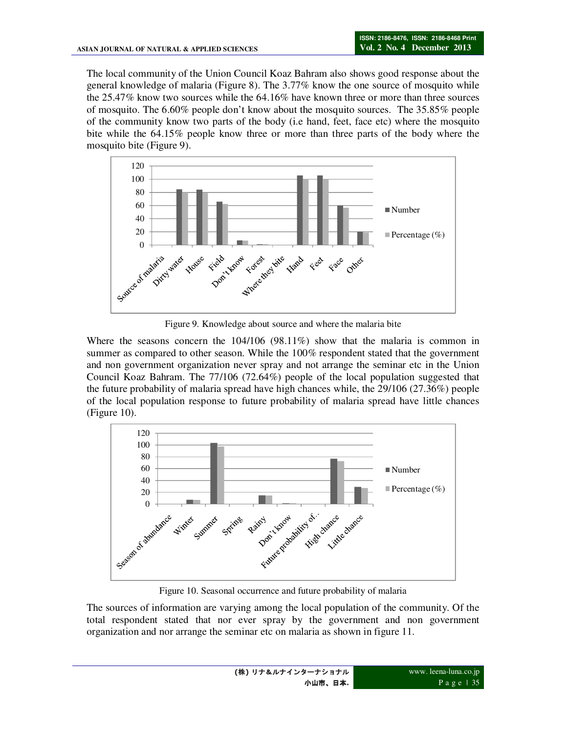The local community of the Union Council Koaz Bahram also shows good response about the general knowledge of malaria (Figure 8). The 3.77% know the one source of mosquito while the 25.47% know two sources while the 64.16% have known three or more than three sources of mosquito. The 6.60% people don't know about the mosquito sources. The 35.85% people of the community know two parts of the body (i.e hand, feet, face etc) where the mosquito bite while the 64.15% people know three or more than three parts of the body where the mosquito bite (Figure 9).

Figure 9. Knowledge about source and where the malaria bite

Where the seasons concern the 104/106 (98.11%) show that the malaria is common in summer as compared to other season. While the 100% respondent stated that the government and non government organization never spray and not arrange the seminar etc in the Union Council Koaz Bahram. The 77/106 (72.64%) people of the local population suggested that the future probability of malaria spread have high chances while, the 29/106 (27.36%) people of the local population response to future probability of malaria spread have little chances (Figure 10).

Figure 10. Seasonal occurrence and future probability of malaria

The sources of information are varying among the local population of the community. Of the total respondent stated that nor ever spray by the government and non government organization and nor arrange the seminar etc on malaria as shown in figure 11.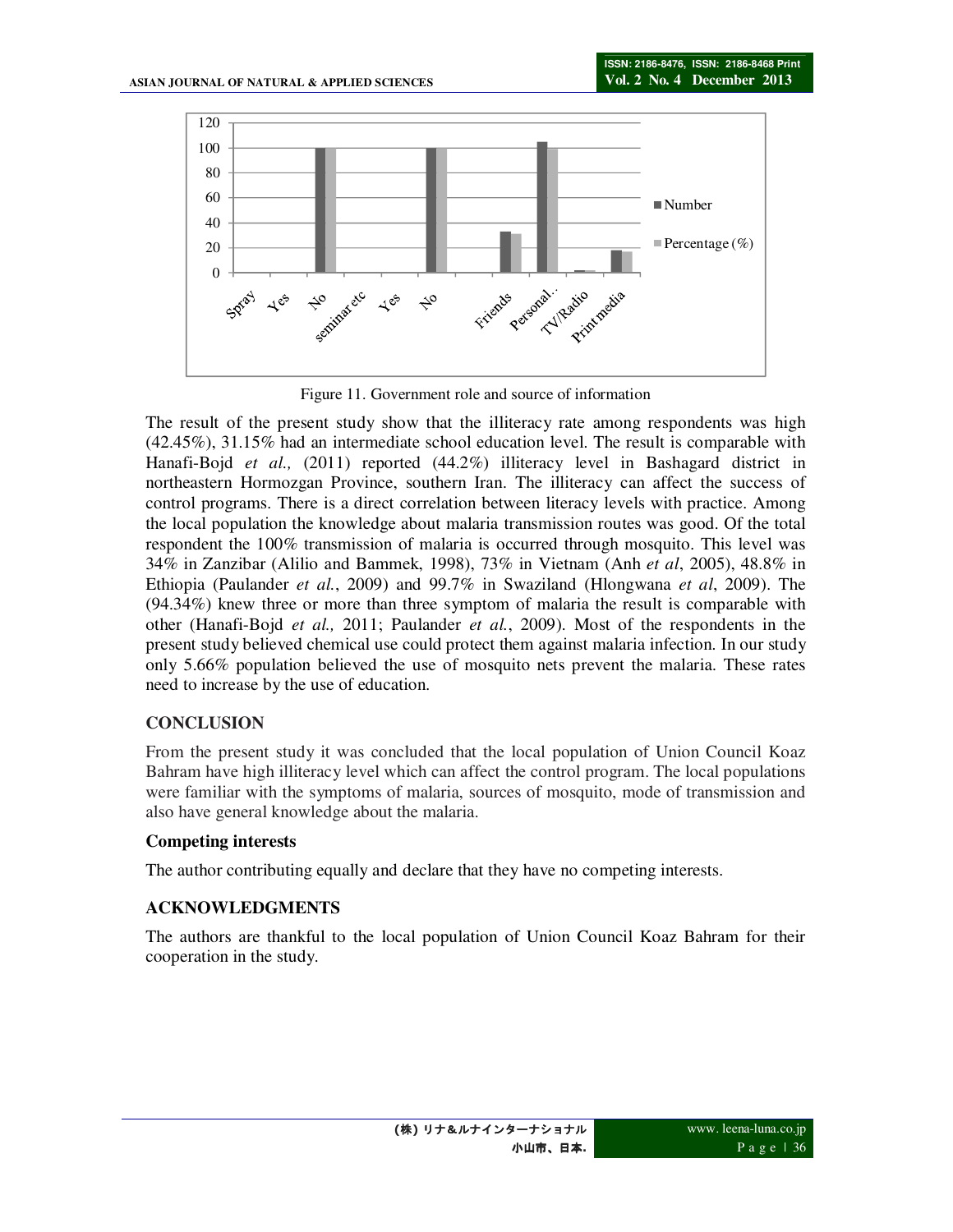Figure 11. Government role and source of information

The result of the present study show that the illiteracy rate among respondents was high (42.45%), 31.15% had an intermediate school education level. The result is comparable with Hanafi-Bojd *et al.,* (2011) reported (44.2%) illiteracy level in Bashagard district in northeastern Hormozgan Province, southern Iran. The illiteracy can affect the success of control programs. There is a direct correlation between literacy levels with practice. Among the local population the knowledge about malaria transmission routes was good. Of the total respondent the 100% transmission of malaria is occurred through mosquito. This level was 34% in Zanzibar (Alilio and Bammek, 1998), 73% in Vietnam (Anh *et al*, 2005), 48.8% in Ethiopia (Paulander *et al.*, 2009) and 99.7% in Swaziland (Hlongwana *et al*, 2009). The (94.34%) knew three or more than three symptom of malaria the result is comparable with other (Hanafi-Bojd *et al.,* 2011; Paulander *et al.*, 2009). Most of the respondents in the present study believed chemical use could protect them against malaria infection. In our study only 5.66% population believed the use of mosquito nets prevent the malaria. These rates need to increase by the use of education.

## CONCLUSION

From the present study it was concluded that the local population of Union Council Koaz Bahram have high illiteracy level which can affect the control program. The local populations were familiar with the symptoms of malaria, sources of mosquito, mode of transmission and also have general knowledge about the malaria.

### Competing interests

The author contributing equally and declare that they have no competing interests.

## ACKNOWLEDGMENTS

The authors are thankful to the local population of Union Council Koaz Bahram for their cooperation in the study.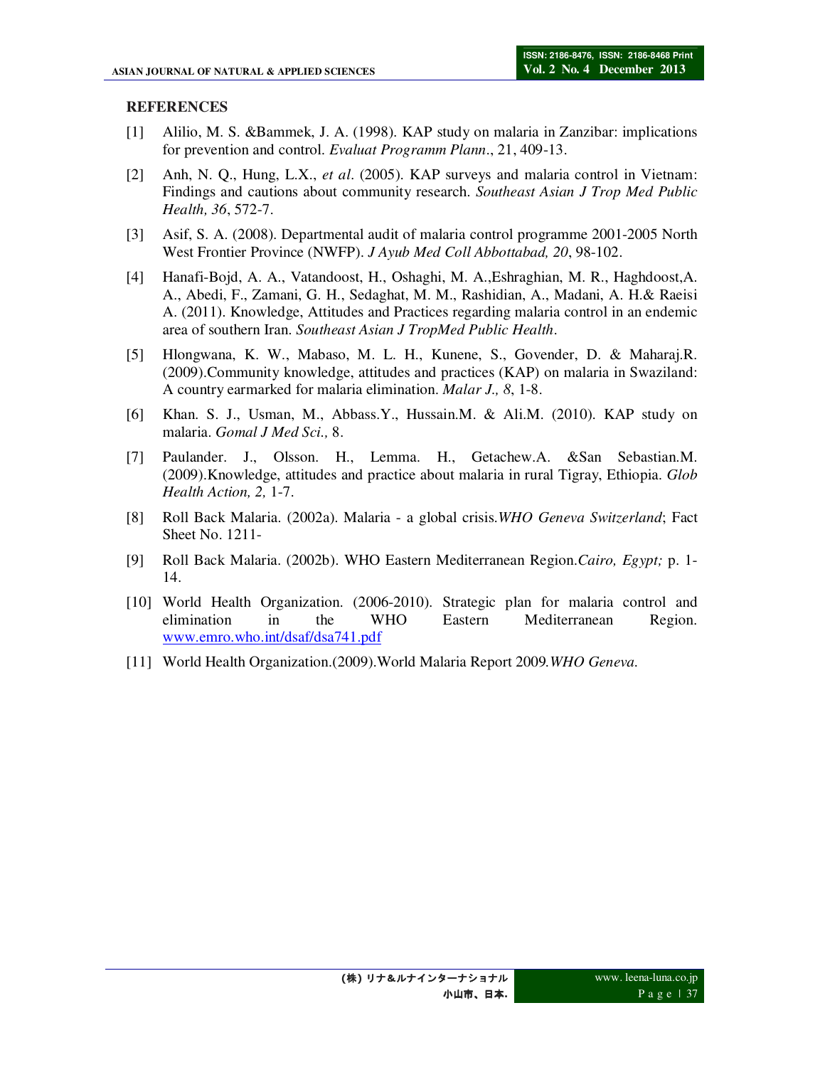## REFERENCES

[1] Alilio, M. S. &Bammek, J. A. (1998). KAP study on malaria in Zanzibar: implications for prevention and control. *Evaluat Programm Plann*., 21, 409-13.

[2] Anh, N. Q., Hung, L.X., *et al*. (2005). KAP surveys and malaria control in Vietnam: Findings and cautions about community research. *Southeast Asian J Trop Med Public Health, 36*, 572-7.

[3] Asif, S. A. (2008). Departmental audit of malaria control programme 2001-2005 North West Frontier Province (NWFP). *J Ayub Med Coll Abbottabad, 20*, 98-102.

[4] Hanafi-Bojd, A. A., Vatandoost, H., Oshaghi, M. A.,Eshraghian, M. R., Haghdoost,A. A., Abedi, F., Zamani, G. H., Sedaghat, M. M., Rashidian, A., Madani, A. H.& Raeisi A. (2011). Knowledge, Attitudes and Practices regarding malaria control in an endemic area of southern Iran. *Southeast Asian J TropMed Public Health*.

[5] Hlongwana, K. W., Mabaso, M. L. H., Kunene, S., Govender, D. & Maharaj.R. (2009).Community knowledge, attitudes and practices (KAP) on malaria in Swaziland: A country earmarked for malaria elimination. *Malar J., 8*, 1-8.

[6] Khan. S. J., Usman, M., Abbass.Y., Hussain.M. & Ali.M. (2010). KAP study on malaria. *Gomal J Med Sci.,* 8.

[7] Paulander. J., Olsson. H., Lemma. H., Getachew.A. &San Sebastian.M. (2009).Knowledge, attitudes and practice about malaria in rural Tigray, Ethiopia. *Glob Health Action, 2,* 1-7.

[8] Roll Back Malaria. (2002a). Malaria - a global crisis.*WHO Geneva Switzerland*; Fact Sheet No. 1211-

[9] Roll Back Malaria. (2002b). WHO Eastern Mediterranean Region.*Cairo, Egypt;* p. 1-14.

[10] World Health Organization. (2006-2010). Strategic plan for malaria control and elimination in the WHO Eastern Mediterranean Region. www.emro.who.int/dsaf/dsa741.pdf

[11] World Health Organization.(2009).World Malaria Report 2009.*WHO Geneva.*